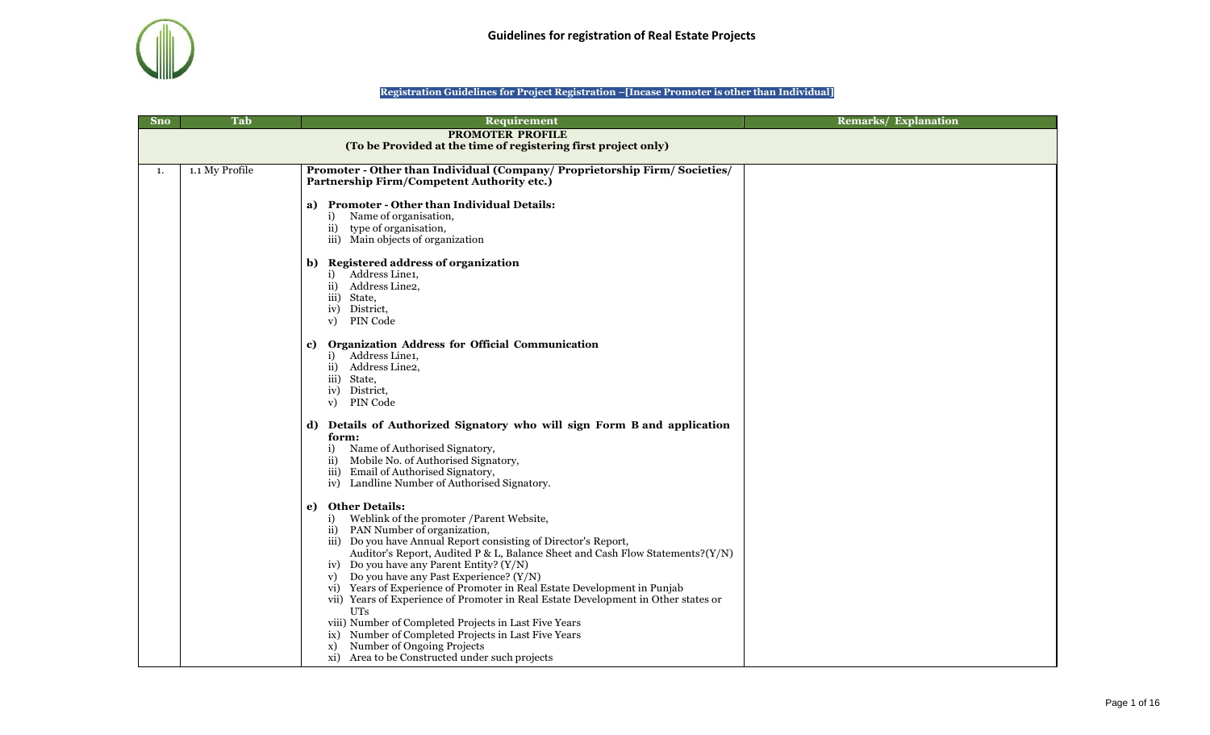# Guidelines for registration of Real Estate Projects

**Registration Guidelines for Project Registration –[Incase Promoter is other than Individual]**

| Sno | Tab | Requirement | Remarks/ Explanation |
|---|---|---|---|
| **PROMOTER PROFILE (To be Provided at the time of registering first project only)** | | | |
| 1. | 1.1 My Profile | **Promoter - Other than Individual (Company/ Proprietorship Firm/ Societies/ Partnership Firm/Competent Authority etc.)**<br><br>**a) Promoter - Other than Individual Details:**<br>i) Name of organisation,<br>ii) type of organisation,<br>iii) Main objects of organization<br><br>**b) Registered address of organization**<br>i) Address Line1,<br>ii) Address Line2,<br>iii) State,<br>iv) District,<br>v) PIN Code<br><br>**c) Organization Address for Official Communication**<br>i) Address Line1,<br>ii) Address Line2,<br>iii) State,<br>iv) District,<br>v) PIN Code<br><br>**d) Details of Authorized Signatory who will sign Form B and application form:**<br>i) Name of Authorised Signatory,<br>ii) Mobile No. of Authorised Signatory,<br>iii) Email of Authorised Signatory,<br>iv) Landline Number of Authorised Signatory.<br><br>**e) Other Details:**<br>i) Weblink of the promoter /Parent Website,<br>ii) PAN Number of organization,<br>iii) Do you have Annual Report consisting of Director's Report, Auditor's Report, Audited P & L, Balance Sheet and Cash Flow Statements?(Y/N)<br>iv) Do you have any Parent Entity? (Y/N)<br>v) Do you have any Past Experience? (Y/N)<br>vi) Years of Experience of Promoter in Real Estate Development in Punjab<br>vii) Years of Experience of Promoter in Real Estate Development in Other states or UTs<br>viii) Number of Completed Projects in Last Five Years<br>ix) Number of Completed Projects in Last Five Years<br>x) Number of Ongoing Projects<br>xi) Area to be Constructed under such projects | |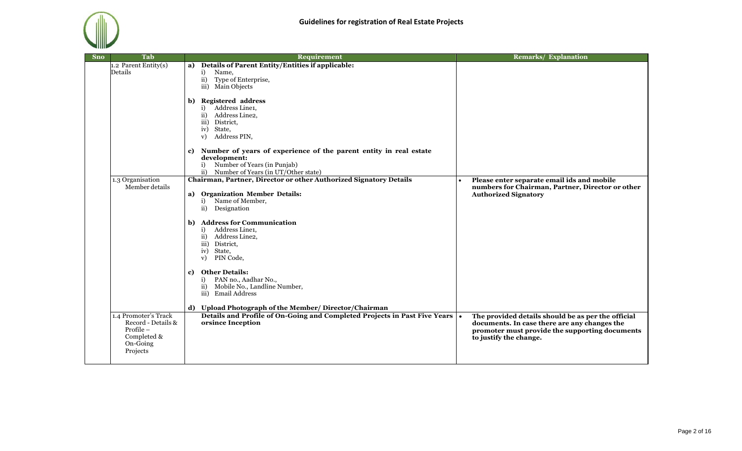# Guidelines for registration of Real Estate Projects

| Sno | Tab | Requirement | Remarks/ Explanation |
|---|---|---|---|
| | 1.2 Parent Entity(s) Details | **a) Details of Parent Entity/Entities if applicable:**<br>i) Name,<br>ii) Type of Enterprise,<br>iii) Main Objects<br><br>**b) Registered address**<br>i) Address Line1,<br>ii) Address Line2,<br>iii) District,<br>iv) State,<br>v) Address PIN,<br><br>**c) Number of years of experience of the parent entity in real estate development:**<br>i) Number of Years (in Punjab)<br>ii) Number of Years (in UT/Other state) | |
| | 1.3 Organisation Member details | **Chairman, Partner, Director or other Authorized Signatory Details**<br><br>**a) Organization Member Details:**<br>i) Name of Member,<br>ii) Designation<br><br>**b) Address for Communication**<br>i) Address Line1,<br>ii) Address Line2,<br>iii) District,<br>iv) State,<br>v) PIN Code,<br><br>**c) Other Details:**<br>i) PAN no., Aadhar No.,<br>ii) Mobile No., Landline Number,<br>iii) Email Address<br><br>**d) Upload Photograph of the Member/ Director/Chairman** | • **Please enter separate email ids and mobile numbers for Chairman, Partner, Director or other Authorized Signatory** |
| | 1.4 Promoter's Track Record - Details & Profile – Completed & On-Going Projects | **Details and Profile of On-Going and Completed Projects in Past Five Years orsince Inception** | • **The provided details should be as per the official documents. In case there are any changes the promoter must provide the supporting documents to justify the change.** |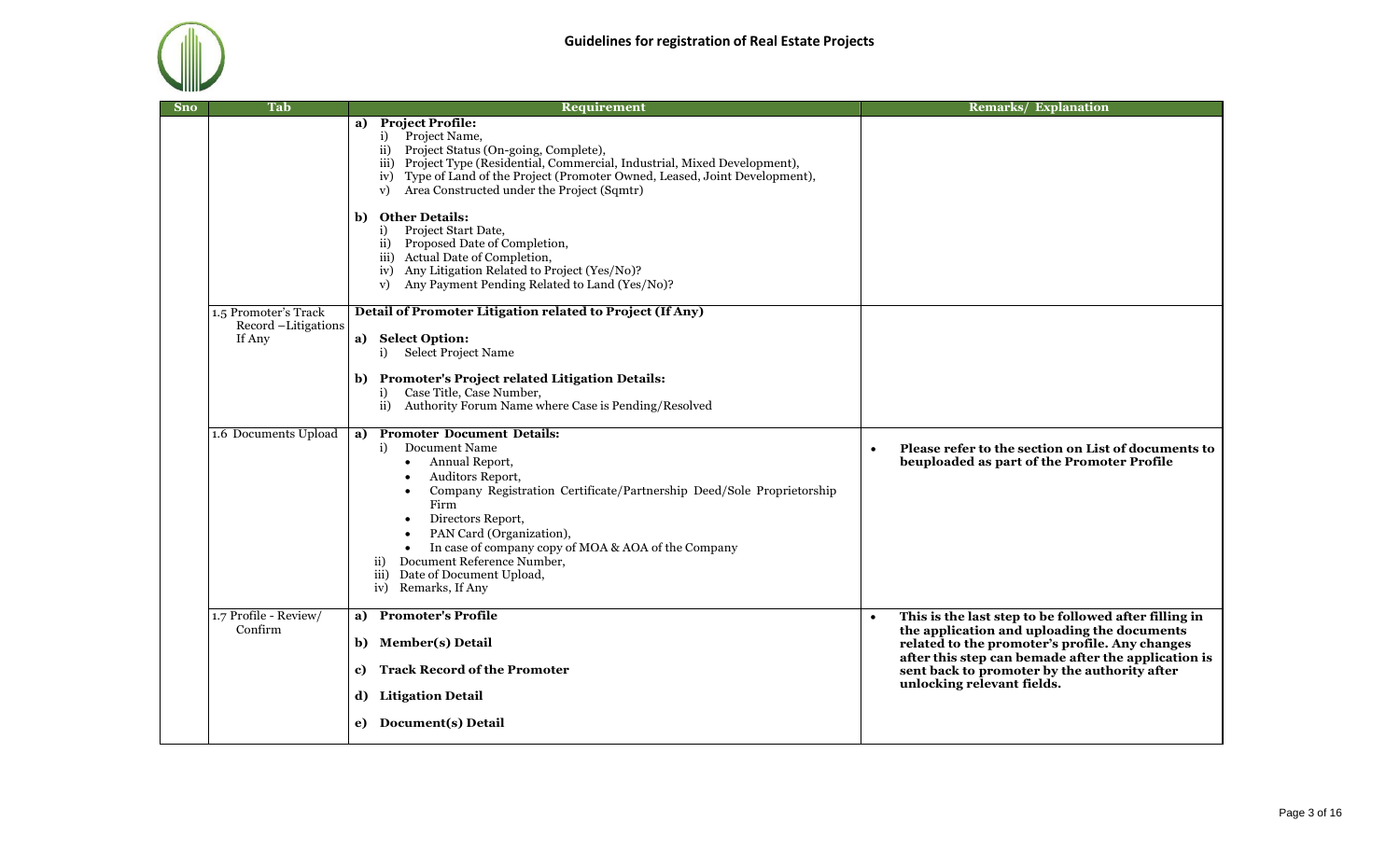## Guidelines for registration of Real Estate Projects

| Sno | Tab | Requirement | Remarks/ Explanation |
|---|---|---|---|
| | | **a) Project Profile:**<br>i) Project Name,<br>ii) Project Status (On-going, Complete),<br>iii) Project Type (Residential, Commercial, Industrial, Mixed Development),<br>iv) Type of Land of the Project (Promoter Owned, Leased, Joint Development),<br>v) Area Constructed under the Project (Sqmtr)<br><br>**b) Other Details:**<br>i) Project Start Date,<br>ii) Proposed Date of Completion,<br>iii) Actual Date of Completion,<br>iv) Any Litigation Related to Project (Yes/No)?<br>v) Any Payment Pending Related to Land (Yes/No)? | |
| | 1.5 Promoter's Track Record –Litigations If Any | **Detail of Promoter Litigation related to Project (If Any)**<br><br>**a) Select Option:**<br>i) Select Project Name<br><br>**b) Promoter's Project related Litigation Details:**<br>i) Case Title, Case Number,<br>ii) Authority Forum Name where Case is Pending/Resolved | |
| | 1.6 Documents Upload | **a) Promoter Document Details:**<br>i) Document Name<br>• Annual Report,<br>• Auditors Report,<br>• Company Registration Certificate/Partnership Deed/Sole Proprietorship Firm<br>• Directors Report,<br>• PAN Card (Organization),<br>• In case of company copy of MOA & AOA of the Company<br>ii) Document Reference Number,<br>iii) Date of Document Upload,<br>iv) Remarks, If Any | • **Please refer to the section on List of documents to beuploaded as part of the Promoter Profile** |
| | 1.7 Profile - Review/ Confirm | **a) Promoter's Profile**<br><br>**b) Member(s) Detail**<br><br>**c) Track Record of the Promoter**<br><br>**d) Litigation Detail**<br><br>**e) Document(s) Detail** | • **This is the last step to be followed after filling in the application and uploading the documents related to the promoter's profile. Any changes after this step can bemade after the application is sent back to promoter by the authority after unlocking relevant fields.** |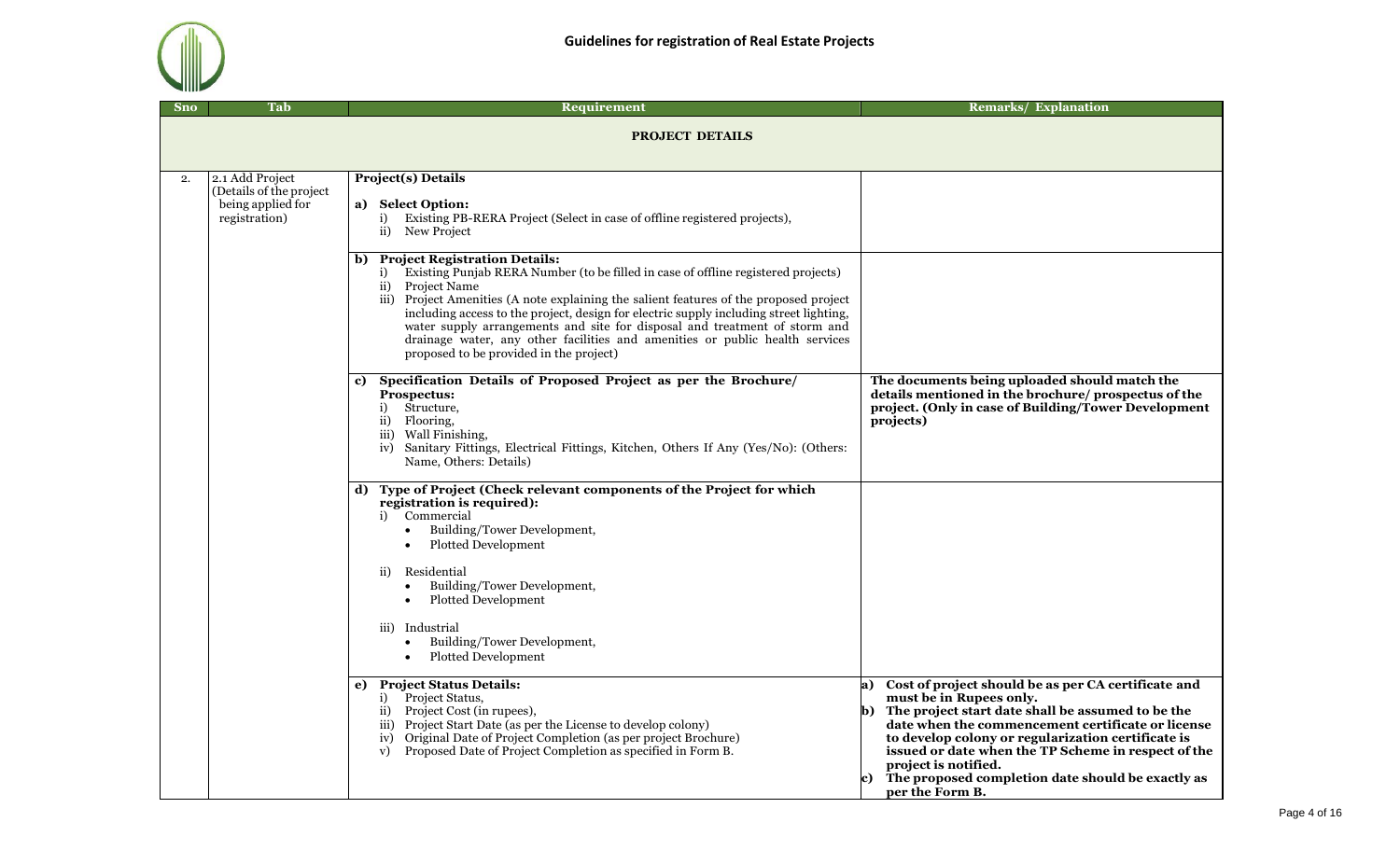# Guidelines for registration of Real Estate Projects

| Sno | Tab | Requirement | Remarks/ Explanation |
|---|---|---|---|
| | | **PROJECT DETAILS** | |
| 2. | 2.1 Add Project (Details of the project being applied for registration) | **Project(s) Details**<br><br>**a) Select Option:**<br>i) Existing PB-RERA Project (Select in case of offline registered projects),<br>ii) New Project | |
| | | **b) Project Registration Details:**<br>i) Existing Punjab RERA Number (to be filled in case of offline registered projects)<br>ii) Project Name<br>iii) Project Amenities (A note explaining the salient features of the proposed project including access to the project, design for electric supply including street lighting, water supply arrangements and site for disposal and treatment of storm and drainage water, any other facilities and amenities or public health services proposed to be provided in the project) | |
| | | **c) Specification Details of Proposed Project as per the Brochure/ Prospectus:**<br>i) Structure,<br>ii) Flooring,<br>iii) Wall Finishing,<br>iv) Sanitary Fittings, Electrical Fittings, Kitchen, Others If Any (Yes/No): (Others: Name, Others: Details) | **The documents being uploaded should match the details mentioned in the brochure/ prospectus of the project. (Only in case of Building/Tower Development projects)** |
| | | **d) Type of Project (Check relevant components of the Project for which registration is required):**<br>i) Commercial<br>• Building/Tower Development,<br>• Plotted Development<br><br>ii) Residential<br>• Building/Tower Development,<br>• Plotted Development<br><br>iii) Industrial<br>• Building/Tower Development,<br>• Plotted Development | |
| | | **e) Project Status Details:**<br>i) Project Status,<br>ii) Project Cost (in rupees),<br>iii) Project Start Date (as per the License to develop colony)<br>iv) Original Date of Project Completion (as per project Brochure)<br>v) Proposed Date of Project Completion as specified in Form B. | **a) Cost of project should be as per CA certificate and must be in Rupees only.**<br>**b) The project start date shall be assumed to be the date when the commencement certificate or license to develop colony or regularization certificate is issued or date when the TP Scheme in respect of the project is notified.**<br>**c) The proposed completion date should be exactly as per the Form B.** |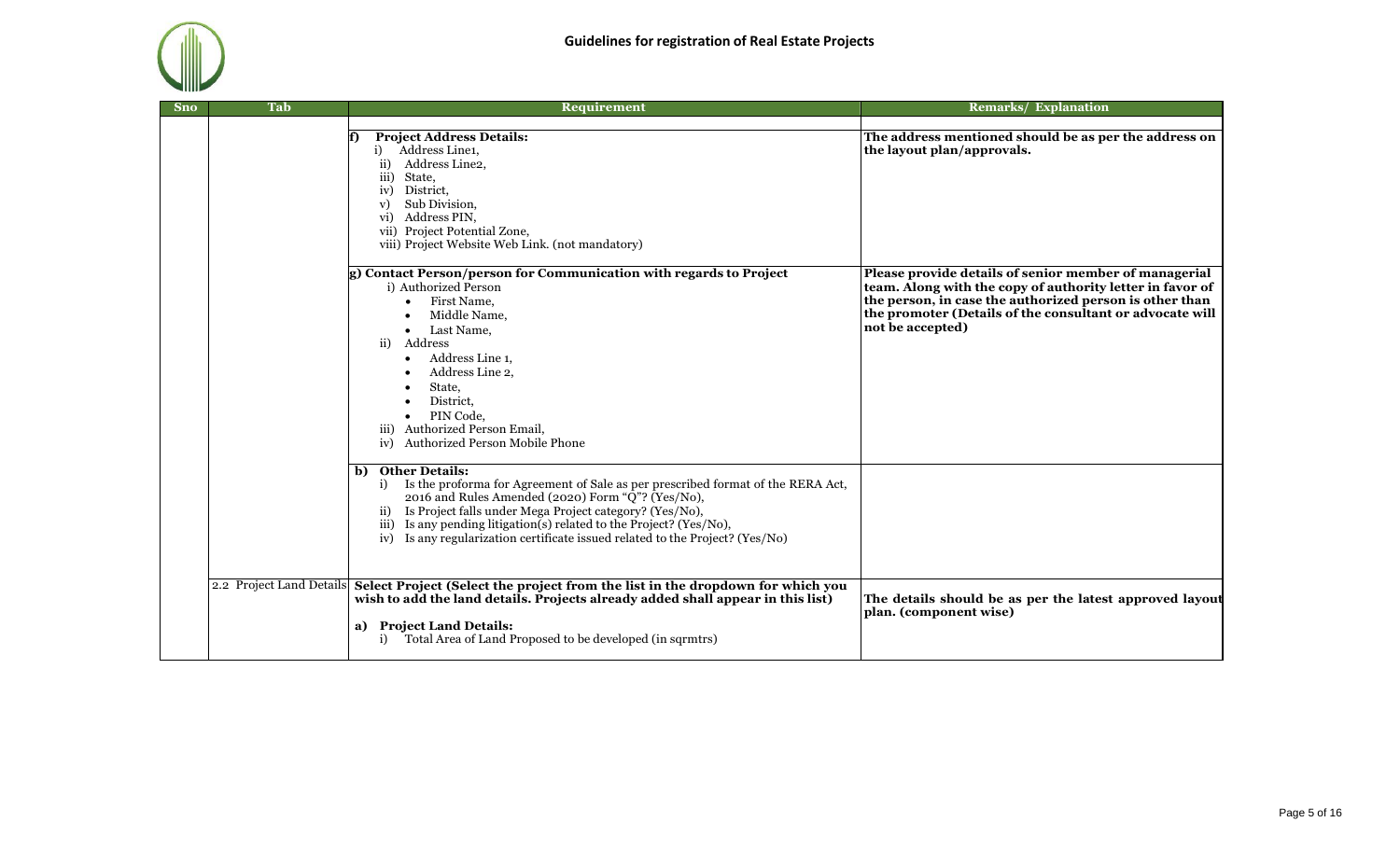| Sno | Tab | Requirement | Remarks/ Explanation |
|---|---|---|---|
| | | **f) Project Address Details:**<br>i) Address Line1,<br>ii) Address Line2,<br>iii) State,<br>iv) District,<br>v) Sub Division,<br>vi) Address PIN,<br>vii) Project Potential Zone,<br>viii) Project Website Web Link. (not mandatory) | **The address mentioned should be as per the address on the layout plan/approvals.** |
| | | **g) Contact Person/person for Communication with regards to Project**<br>i) Authorized Person<br>• First Name,<br>• Middle Name,<br>• Last Name,<br>ii) Address<br>• Address Line 1,<br>• Address Line 2,<br>• State,<br>• District,<br>• PIN Code,<br>iii) Authorized Person Email,<br>iv) Authorized Person Mobile Phone | **Please provide details of senior member of managerial team. Along with the copy of authority letter in favor of the person, in case the authorized person is other than the promoter (Details of the consultant or advocate will not be accepted)** |
| | | **b) Other Details:**<br>i) Is the proforma for Agreement of Sale as per prescribed format of the RERA Act, 2016 and Rules Amended (2020) Form "Q"? (Yes/No),<br>ii) Is Project falls under Mega Project category? (Yes/No),<br>iii) Is any pending litigation(s) related to the Project? (Yes/No),<br>iv) Is any regularization certificate issued related to the Project? (Yes/No) | |
| | 2.2 Project Land Details | **Select Project (Select the project from the list in the dropdown for which you wish to add the land details. Projects already added shall appear in this list)**<br>**a) Project Land Details:**<br>i) Total Area of Land Proposed to be developed (in sqrmtrs) | **The details should be as per the latest approved layout plan. (component wise)** |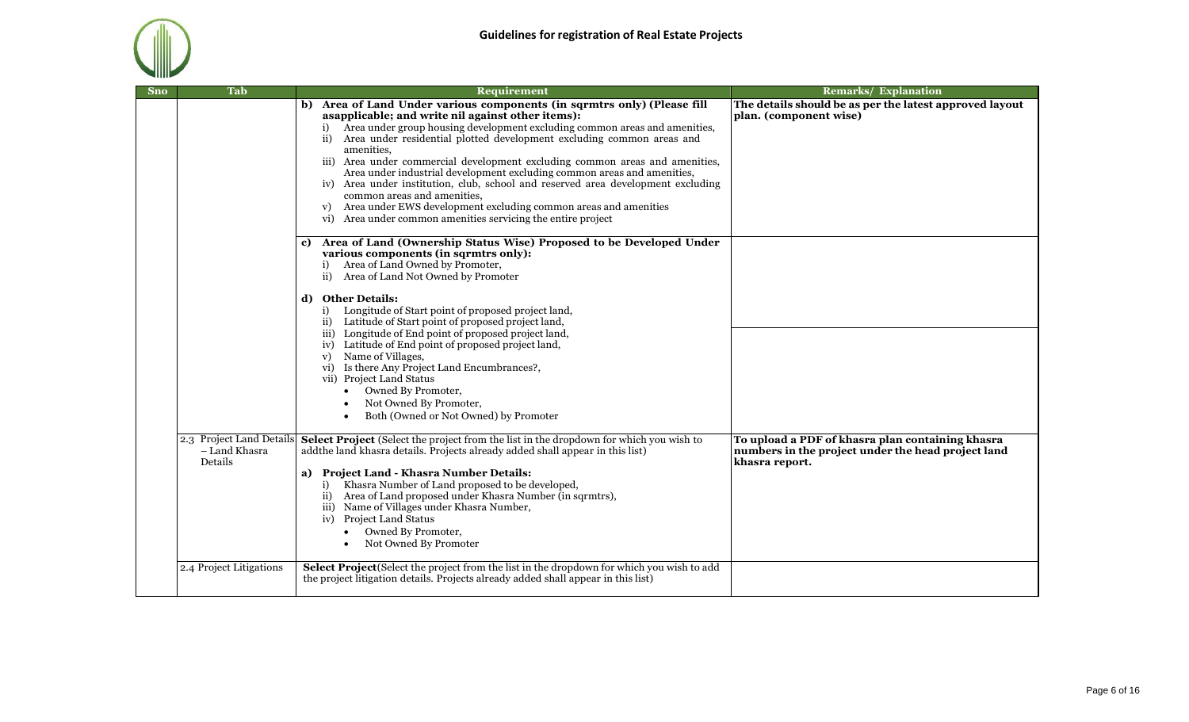| Sno | Tab | Requirement | Remarks/ Explanation |
|---|---|---|---|
| | | **b) Area of Land Under various components (in sqrmtrs only) (Please fill asapplicable; and write nil against other items):**<br>i) Area under group housing development excluding common areas and amenities,<br>ii) Area under residential plotted development excluding common areas and amenities,<br>iii) Area under commercial development excluding common areas and amenities, Area under industrial development excluding common areas and amenities,<br>iv) Area under institution, club, school and reserved area development excluding common areas and amenities,<br>v) Area under EWS development excluding common areas and amenities<br>vi) Area under common amenities servicing the entire project | **The details should be as per the latest approved layout plan. (component wise)** |
| | | **c) Area of Land (Ownership Status Wise) Proposed to be Developed Under various components (in sqrmtrs only):**<br>i) Area of Land Owned by Promoter,<br>ii) Area of Land Not Owned by Promoter | |
| | | **d) Other Details:**<br>i) Longitude of Start point of proposed project land,<br>ii) Latitude of Start point of proposed project land,<br>iii) Longitude of End point of proposed project land,<br>iv) Latitude of End point of proposed project land,<br>v) Name of Villages,<br>vi) Is there Any Project Land Encumbrances?,<br>vii) Project Land Status<br>• Owned By Promoter,<br>• Not Owned By Promoter,<br>• Both (Owned or Not Owned) by Promoter | |
| | 2.3 Project Land Details – Land Khasra Details | **Select Project** (Select the project from the list in the dropdown for which you wish to addthe land khasra details. Projects already added shall appear in this list)<br>**a) Project Land - Khasra Number Details:**<br>i) Khasra Number of Land proposed to be developed,<br>ii) Area of Land proposed under Khasra Number (in sqrmtrs),<br>iii) Name of Villages under Khasra Number,<br>iv) Project Land Status<br>• Owned By Promoter,<br>• Not Owned By Promoter | **To upload a PDF of khasra plan containing khasra numbers in the project under the head project land khasra report.** |
| | 2.4 Project Litigations | **Select Project**(Select the project from the list in the dropdown for which you wish to add the project litigation details. Projects already added shall appear in this list) | |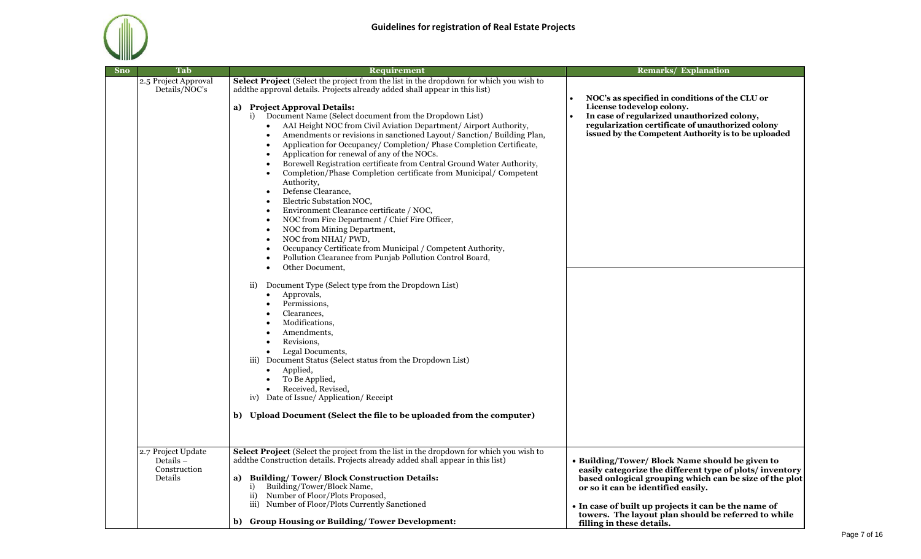## Guidelines for registration of Real Estate Projects

| Sno | Tab | Requirement | Remarks/ Explanation |
|---|---|---|---|
| | 2.5 Project Approval Details/NOC's | **Select Project** (Select the project from the list in the dropdown for which you wish to addthe approval details. Projects already added shall appear in this list)<br><br>**a) Project Approval Details:**<br>i) Document Name (Select document from the Dropdown List)<br>• AAI Height NOC from Civil Aviation Department/ Airport Authority,<br>• Amendments or revisions in sanctioned Layout/ Sanction/ Building Plan,<br>• Application for Occupancy/ Completion/ Phase Completion Certificate,<br>• Application for renewal of any of the NOCs.<br>• Borewell Registration certificate from Central Ground Water Authority,<br>• Completion/Phase Completion certificate from Municipal/ Competent Authority,<br>• Defense Clearance,<br>• Electric Substation NOC,<br>• Environment Clearance certificate / NOC,<br>• NOC from Fire Department / Chief Fire Officer,<br>• NOC from Mining Department,<br>• NOC from NHAI/ PWD,<br>• Occupancy Certificate from Municipal / Competent Authority,<br>• Pollution Clearance from Punjab Pollution Control Board,<br>• Other Document,<br><br>ii) Document Type (Select type from the Dropdown List)<br>• Approvals,<br>• Permissions,<br>• Clearances,<br>• Modifications,<br>• Amendments,<br>• Revisions,<br>• Legal Documents,<br>iii) Document Status (Select status from the Dropdown List)<br>• Applied,<br>• To Be Applied,<br>• Received, Revised,<br>iv) Date of Issue/ Application/ Receipt<br><br>**b) Upload Document (Select the file to be uploaded from the computer)** | • **NOC's as specified in conditions of the CLU or License todevelop colony.**<br>• **In case of regularized unauthorized colony, regularization certificate of unauthorized colony issued by the Competent Authority is to be uploaded** |
| | 2.7 Project Update Details – Construction Details | **Select Project** (Select the project from the list in the dropdown for which you wish to addthe Construction details. Projects already added shall appear in this list)<br><br>**a) Building/ Tower/ Block Construction Details:**<br>i) Building/Tower/Block Name,<br>ii) Number of Floor/Plots Proposed,<br>iii) Number of Floor/Plots Currently Sanctioned<br><br>**b) Group Housing or Building/ Tower Development:** | • **Building/Tower/ Block Name should be given to easily categorize the different type of plots/ inventory based onlogical grouping which can be size of the plot or so it can be identified easily.**<br><br>• **In case of built up projects it can be the name of towers. The layout plan should be referred to while filling in these details.** |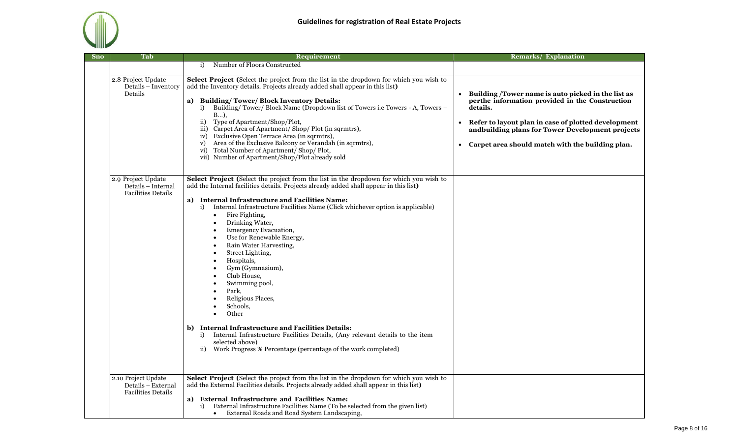| Sno | Tab | Requirement | Remarks/ Explanation |
| --- | --- | --- | --- |
| | | i) Number of Floors Constructed | |
| | 2.8 Project Update Details – Inventory Details | **Select Project (**Select the project from the list in the dropdown for which you wish to add the Inventory details. Projects already added shall appear in this list**)**<br><br>**a) Building/ Tower/ Block Inventory Details:**<br>i) Building/ Tower/ Block Name (Dropdown list of Towers i.e Towers - A, Towers – B…),<br>ii) Type of Apartment/Shop/Plot,<br>iii) Carpet Area of Apartment/ Shop/ Plot (in sqrmtrs),<br>iv) Exclusive Open Terrace Area (in sqrmtrs),<br>v) Area of the Exclusive Balcony or Verandah (in sqrmtrs),<br>vi) Total Number of Apartment/ Shop/ Plot,<br>vii) Number of Apartment/Shop/Plot already sold | • **Building /Tower name is auto picked in the list as perthe information provided in the Construction details.**<br>• **Refer to layout plan in case of plotted development andbuilding plans for Tower Development projects**<br>• **Carpet area should match with the building plan.** |
| | 2.9 Project Update Details – Internal Facilities Details | **Select Project (**Select the project from the list in the dropdown for which you wish to add the Internal facilities details. Projects already added shall appear in this list**)**<br><br>**a) Internal Infrastructure and Facilities Name:**<br>i) Internal Infrastructure Facilities Name (Click whichever option is applicable)<br>• Fire Fighting,<br>• Drinking Water,<br>• Emergency Evacuation,<br>• Use for Renewable Energy,<br>• Rain Water Harvesting,<br>• Street Lighting,<br>• Hospitals,<br>• Gym (Gymnasium),<br>• Club House,<br>• Swimming pool,<br>• Park,<br>• Religious Places,<br>• Schools,<br>• Other<br><br>**b) Internal Infrastructure and Facilities Details:**<br>i) Internal Infrastructure Facilities Details, (Any relevant details to the item selected above)<br>ii) Work Progress % Percentage (percentage of the work completed) | |
| | 2.10 Project Update Details – External Facilities Details | **Select Project (**Select the project from the list in the dropdown for which you wish to add the External Facilities details. Projects already added shall appear in this list**)**<br><br>**a) External Infrastructure and Facilities Name:**<br>i) External Infrastructure Facilities Name (To be selected from the given list)<br>• External Roads and Road System Landscaping, | |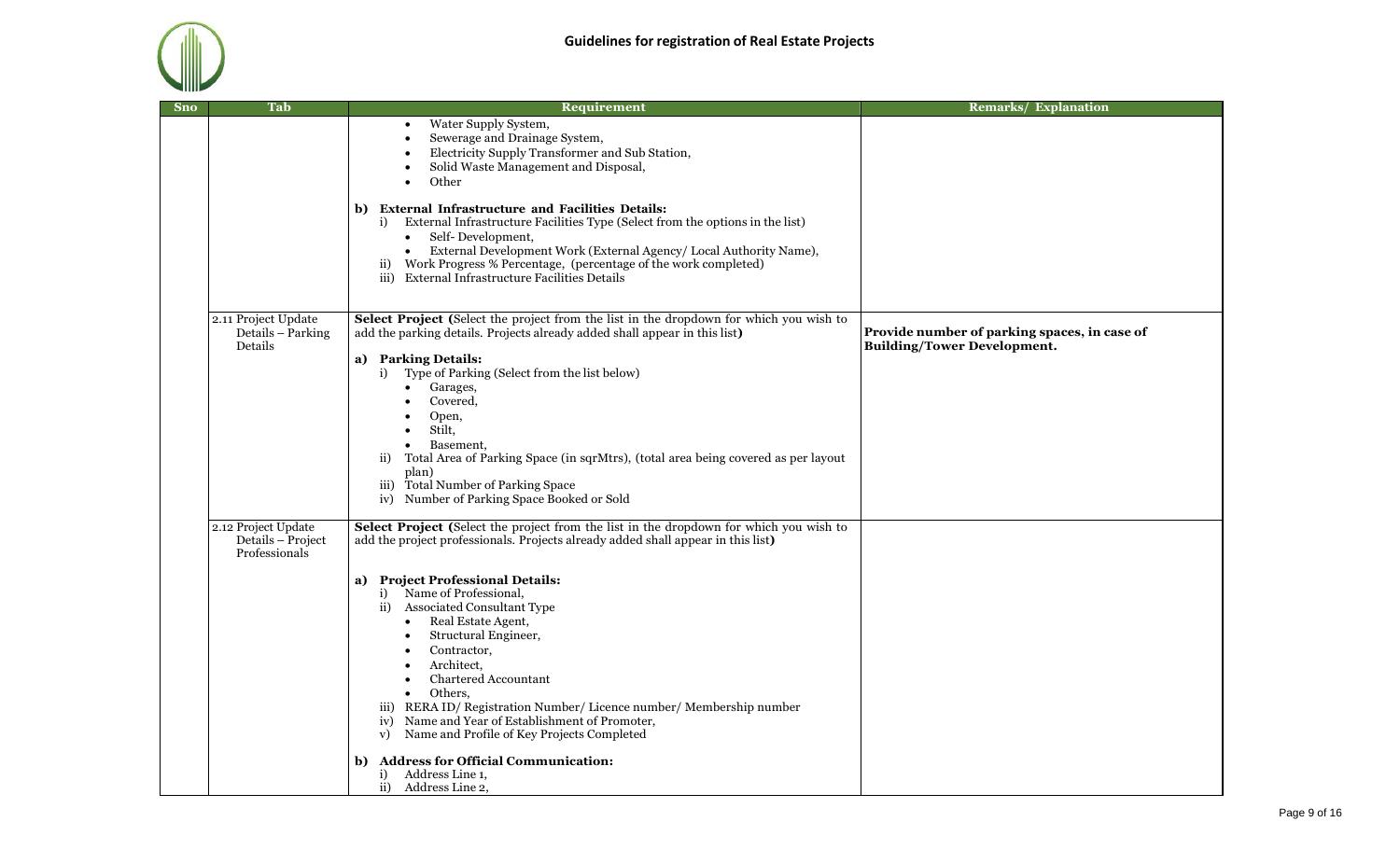# Guidelines for registration of Real Estate Projects

| Sno | Tab | Requirement | Remarks/ Explanation |
|---|---|---|---|
| | | • Water Supply System,<br>• Sewerage and Drainage System,<br>• Electricity Supply Transformer and Sub Station,<br>• Solid Waste Management and Disposal,<br>• Other<br><br>**b) External Infrastructure and Facilities Details:**<br>i) External Infrastructure Facilities Type (Select from the options in the list)<br>• Self- Development,<br>• External Development Work (External Agency/ Local Authority Name),<br>ii) Work Progress % Percentage, (percentage of the work completed)<br>iii) External Infrastructure Facilities Details | |
| | 2.11 Project Update Details – Parking Details | **Select Project (**Select the project from the list in the dropdown for which you wish to add the parking details. Projects already added shall appear in this list**)**<br><br>**a) Parking Details:**<br>i) Type of Parking (Select from the list below)<br>• Garages,<br>• Covered,<br>• Open,<br>• Stilt,<br>• Basement,<br>ii) Total Area of Parking Space (in sqrMtrs), (total area being covered as per layout plan)<br>iii) Total Number of Parking Space<br>iv) Number of Parking Space Booked or Sold | **Provide number of parking spaces, in case of Building/Tower Development.** |
| | 2.12 Project Update Details – Project Professionals | **Select Project (**Select the project from the list in the dropdown for which you wish to add the project professionals. Projects already added shall appear in this list**)**<br><br>**a) Project Professional Details:**<br>i) Name of Professional,<br>ii) Associated Consultant Type<br>• Real Estate Agent,<br>• Structural Engineer,<br>• Contractor,<br>• Architect,<br>• Chartered Accountant<br>• Others,<br>iii) RERA ID/ Registration Number/ Licence number/ Membership number<br>iv) Name and Year of Establishment of Promoter,<br>v) Name and Profile of Key Projects Completed<br><br>**b) Address for Official Communication:**<br>i) Address Line 1,<br>ii) Address Line 2, | |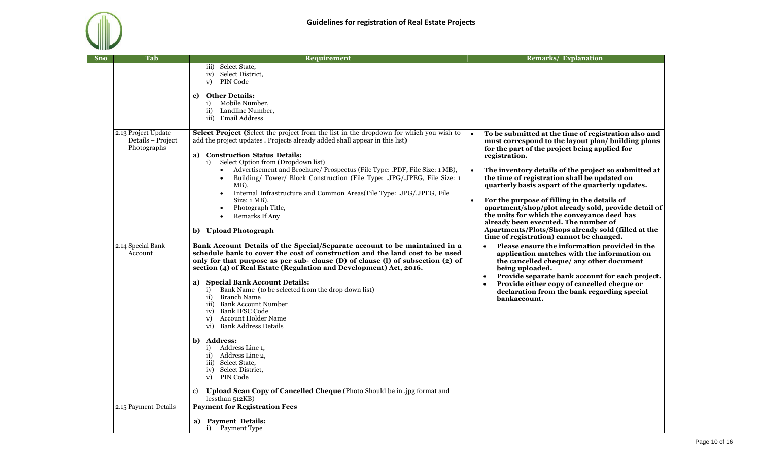# Guidelines for registration of Real Estate Projects

| Sno | Tab | Requirement | Remarks/ Explanation |
|---|---|---|---|
| | | iii) Select State,<br>iv) Select District,<br>v) PIN Code<br><br>**c) Other Details:**<br>i) Mobile Number,<br>ii) Landline Number,<br>iii) Email Address | |
| | 2.13 Project Update Details – Project Photographs | **Select Project (**Select the project from the list in the dropdown for which you wish to add the project updates . Projects already added shall appear in this list**)**<br><br>**a) Construction Status Details:**<br>i) Select Option from (Dropdown list)<br>• Advertisement and Brochure/ Prospectus (File Type: .PDF, File Size: 1 MB),<br>• Building/ Tower/ Block Construction (File Type: .JPG/.JPEG, File Size: 1 MB),<br>• Internal Infrastructure and Common Areas(File Type: .JPG/.JPEG, File Size: 1 MB),<br>• Photograph Title,<br>• Remarks If Any<br><br>**b) Upload Photograph** | • **To be submitted at the time of registration also and must correspond to the layout plan/ building plans for the part of the project being applied for registration.**<br><br>• **The inventory details of the project so submitted at the time of registration shall be updated on quarterly basis aspart of the quarterly updates.**<br><br>• **For the purpose of filling in the details of apartment/shop/plot already sold, provide detail of the units for which the conveyance deed has already been executed. The number of Apartments/Plots/Shops already sold (filled at the time of registration) cannot be changed.** |
| | 2.14 Special Bank Account | **Bank Account Details of the Special/Separate account to be maintained in a schedule bank to cover the cost of construction and the land cost to be used only for that purpose as per sub- clause (D) of clause (l) of subsection (2) of section (4) of Real Estate (Regulation and Development) Act, 2016.**<br><br>**a) Special Bank Account Details:**<br>i) Bank Name (to be selected from the drop down list)<br>ii) Branch Name<br>iii) Bank Account Number<br>iv) Bank IFSC Code<br>v) Account Holder Name<br>vi) Bank Address Details<br><br>**b) Address:**<br>i) Address Line 1,<br>ii) Address Line 2,<br>iii) Select State,<br>iv) Select District,<br>v) PIN Code<br><br>c) **Upload Scan Copy of Cancelled Cheque** (Photo Should be in .jpg format and lessthan 512KB) | • **Please ensure the information provided in the application matches with the information on the cancelled cheque/ any other document being uploaded.**<br>• **Provide separate bank account for each project.**<br>• **Provide either copy of cancelled cheque or declaration from the bank regarding special bankaccount.** |
| | 2.15 Payment Details | **Payment for Registration Fees**<br><br>**a) Payment Details:**<br>i) Payment Type | |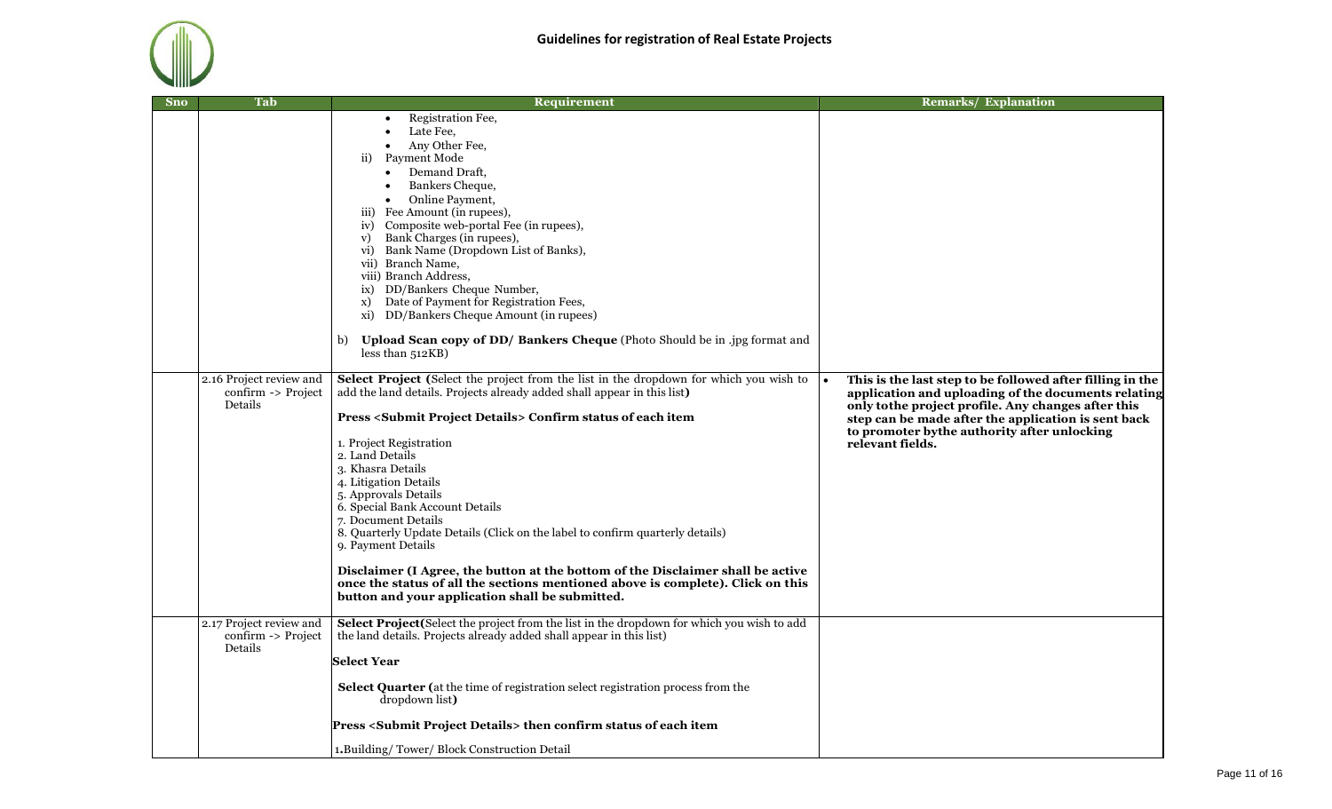# Guidelines for registration of Real Estate Projects

| Sno | Tab | Requirement | Remarks/ Explanation |
|---|---|---|---|
| | | • Registration Fee,<br>• Late Fee,<br>• Any Other Fee,<br>ii) Payment Mode<br>• Demand Draft,<br>• Bankers Cheque,<br>• Online Payment,<br>iii) Fee Amount (in rupees),<br>iv) Composite web-portal Fee (in rupees),<br>v) Bank Charges (in rupees),<br>vi) Bank Name (Dropdown List of Banks),<br>vii) Branch Name,<br>viii) Branch Address,<br>ix) DD/Bankers Cheque Number,<br>x) Date of Payment for Registration Fees,<br>xi) DD/Bankers Cheque Amount (in rupees)<br><br>b) **Upload Scan copy of DD/ Bankers Cheque** (Photo Should be in .jpg format and less than 512KB) | |
| | 2.16 Project review and confirm -> Project Details | **Select Project (**Select the project from the list in the dropdown for which you wish to add the land details. Projects already added shall appear in this list**)**<br><br>**Press <Submit Project Details> Confirm status of each item**<br><br>1. Project Registration<br>2. Land Details<br>3. Khasra Details<br>4. Litigation Details<br>5. Approvals Details<br>6. Special Bank Account Details<br>7. Document Details<br>8. Quarterly Update Details (Click on the label to confirm quarterly details)<br>9. Payment Details<br><br>**Disclaimer (I Agree, the button at the bottom of the Disclaimer shall be active once the status of all the sections mentioned above is complete). Click on this button and your application shall be submitted.** | • **This is the last step to be followed after filling in the application and uploading of the documents relating only tothe project profile. Any changes after this step can be made after the application is sent back to promoter bythe authority after unlocking relevant fields.** |
| | 2.17 Project review and confirm -> Project Details | **Select Project(**Select the project from the list in the dropdown for which you wish to add the land details. Projects already added shall appear in this list)<br><br>**Select Year**<br><br>**Select Quarter (**at the time of registration select registration process from the dropdown list**)**<br><br>**Press <Submit Project Details> then confirm status of each item**<br><br>**1.**Building/ Tower/ Block Construction Detail | |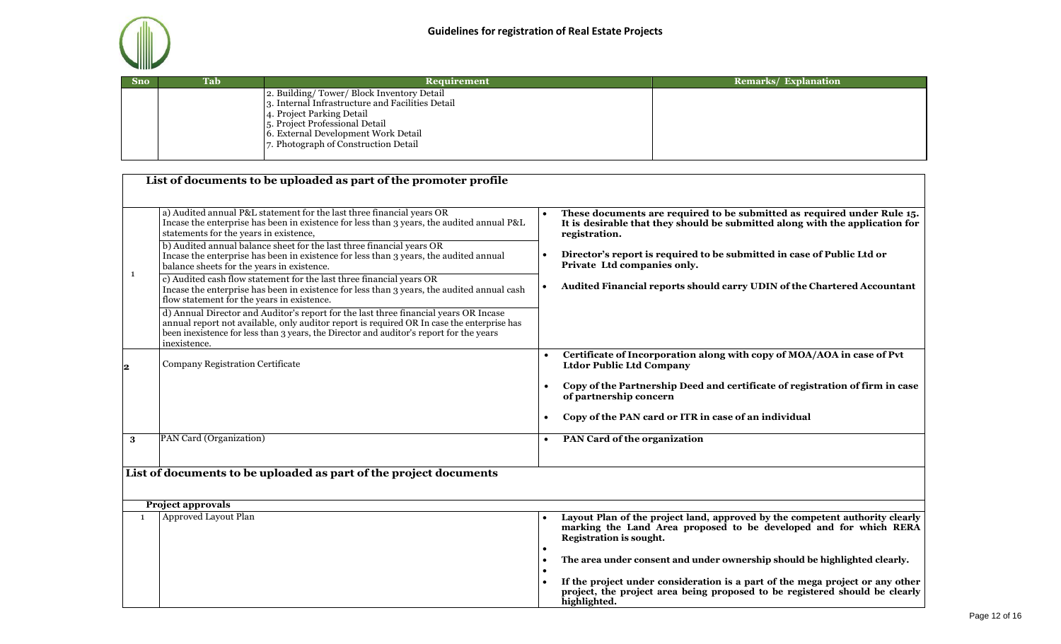| Sno | Tab | Requirement | Remarks/ Explanation |
|---|---|---|---|
| | | 2. Building/ Tower/ Block Inventory Detail<br>3. Internal Infrastructure and Facilities Detail<br>4. Project Parking Detail<br>5. Project Professional Detail<br>6. External Development Work Detail<br>7. Photograph of Construction Detail | |

## List of documents to be uploaded as part of the promoter profile

| | Requirement | Remarks/ Explanation |
|---|---|---|
| 1 | a) Audited annual P&L statement for the last three financial years OR Incase the enterprise has been in existence for less than 3 years, the audited annual P&L statements for the years in existence,<br><br>b) Audited annual balance sheet for the last three financial years OR Incase the enterprise has been in existence for less than 3 years, the audited annual balance sheets for the years in existence.<br><br>c) Audited cash flow statement for the last three financial years OR Incase the enterprise has been in existence for less than 3 years, the audited annual cash flow statement for the years in existence.<br><br>d) Annual Director and Auditor's report for the last three financial years OR Incase annual report not available, only auditor report is required OR In case the enterprise has been inexistence for less than 3 years, the Director and auditor's report for the years inexistence. | • **These documents are required to be submitted as required under Rule 15. It is desirable that they should be submitted along with the application for registration.**<br>• **Director's report is required to be submitted in case of Public Ltd or Private Ltd companies only.**<br>• **Audited Financial reports should carry UDIN of the Chartered Accountant** |
| 2 | Company Registration Certificate | • **Certificate of Incorporation along with copy of MOA/AOA in case of Pvt Ltdor Public Ltd Company**<br>• **Copy of the Partnership Deed and certificate of registration of firm in case of partnership concern**<br>• **Copy of the PAN card or ITR in case of an individual** |
| 3 | PAN Card (Organization) | • **PAN Card of the organization** |

## List of documents to be uploaded as part of the project documents

**Project approvals**

| | Requirement | Remarks/ Explanation |
|---|---|---|
| 1 | Approved Layout Plan | • **Layout Plan of the project land, approved by the competent authority clearly marking the Land Area proposed to be developed and for which RERA Registration is sought.**<br>• **The area under consent and under ownership should be highlighted clearly.**<br>• **If the project under consideration is a part of the mega project or any other project, the project area being proposed to be registered should be clearly highlighted.** |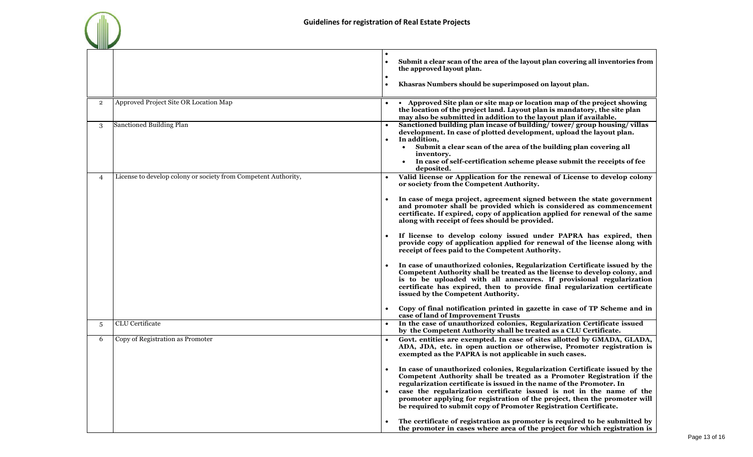| | | |
|---|---|---|
| | | **Submit a clear scan of the area of the layout plan covering all inventories from the approved layout plan.** <br> **Khasras Numbers should be superimposed on layout plan.** |
| 2 | Approved Project Site OR Location Map | **• Approved Site plan or site map or location map of the project showing the location of the project land. Layout plan is mandatory, the site plan may also be submitted in addition to the layout plan if available.** |
| 3 | Sanctioned Building Plan | **• Sanctioned building plan incase of building/ tower/ group housing/ villas development. In case of plotted development, upload the layout plan.** <br> **• In addition,** <br> **• Submit a clear scan of the area of the building plan covering all inventory.** <br> **• In case of self-certification scheme please submit the receipts of fee deposited.** |
| 4 | License to develop colony or society from Competent Authority, | **• Valid license or Application for the renewal of License to develop colony or society from the Competent Authority.** <br> **• In case of mega project, agreement signed between the state government and promoter shall be provided which is considered as commencement certificate. If expired, copy of application applied for renewal of the same along with receipt of fees should be provided.** <br> **• If license to develop colony issued under PAPRA has expired, then provide copy of application applied for renewal of the license along with receipt of fees paid to the Competent Authority.** <br> **• In case of unauthorized colonies, Regularization Certificate issued by the Competent Authority shall be treated as the license to develop colony, and is to be uploaded with all annexures. If provisional regularization certificate has expired, then to provide final regularization certificate issued by the Competent Authority.** <br> **• Copy of final notification printed in gazette in case of TP Scheme and in case of land of Improvement Trusts** |
| 5 | CLU Certificate | **• In the case of unauthorized colonies, Regularization Certificate issued by the Competent Authority shall be treated as a CLU Certificate.** |
| 6 | Copy of Registration as Promoter | **• Govt. entities are exempted. In case of sites allotted by GMADA, GLADA, ADA, JDA, etc. in open auction or otherwise, Promoter registration is exempted as the PAPRA is not applicable in such cases.** <br> **• In case of unauthorized colonies, Regularization Certificate issued by the Competent Authority shall be treated as a Promoter Registration if the regularization certificate is issued in the name of the Promoter. In** <br> **• case the regularization certificate issued is not in the name of the promoter applying for registration of the project, then the promoter will be required to submit copy of Promoter Registration Certificate.** <br> **• The certificate of registration as promoter is required to be submitted by the promoter in cases where area of the project for which registration is** |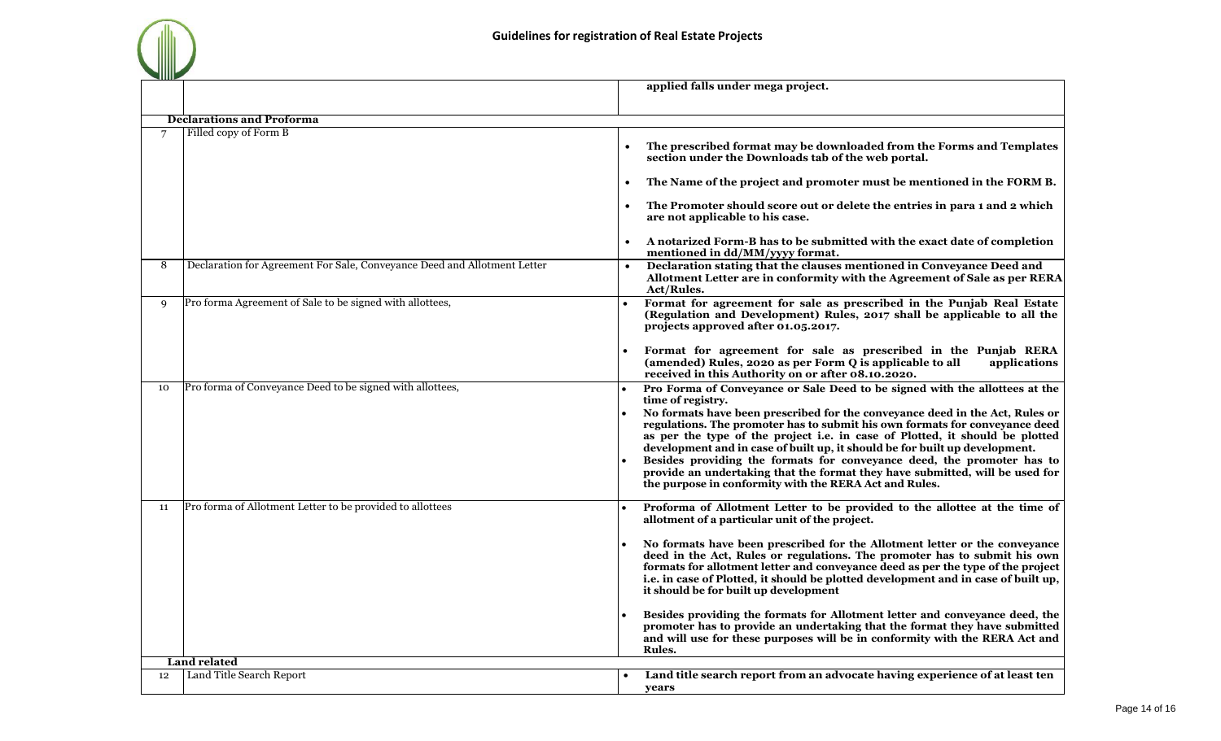| | | |
|---|---|---|
| | | **applied falls under mega project.** |
| **Declarations and Proforma** | | |
| 7 | Filled copy of Form B | • **The prescribed format may be downloaded from the Forms and Templates section under the Downloads tab of the web portal.**<br>• **The Name of the project and promoter must be mentioned in the FORM B.**<br>• **The Promoter should score out or delete the entries in para 1 and 2 which are not applicable to his case.**<br>• **A notarized Form-B has to be submitted with the exact date of completion mentioned in dd/MM/yyyy format.** |
| 8 | Declaration for Agreement For Sale, Conveyance Deed and Allotment Letter | • **Declaration stating that the clauses mentioned in Conveyance Deed and Allotment Letter are in conformity with the Agreement of Sale as per RERA Act/Rules.** |
| 9 | Pro forma Agreement of Sale to be signed with allottees, | • **Format for agreement for sale as prescribed in the Punjab Real Estate (Regulation and Development) Rules, 2017 shall be applicable to all the projects approved after 01.05.2017.**<br>• **Format for agreement for sale as prescribed in the Punjab RERA (amended) Rules, 2020 as per Form Q is applicable to all applications received in this Authority on or after 08.10.2020.** |
| 10 | Pro forma of Conveyance Deed to be signed with allottees, | • **Pro Forma of Conveyance or Sale Deed to be signed with the allottees at the time of registry.**<br>• **No formats have been prescribed for the conveyance deed in the Act, Rules or regulations. The promoter has to submit his own formats for conveyance deed as per the type of the project i.e. in case of Plotted, it should be plotted development and in case of built up, it should be for built up development.**<br>• **Besides providing the formats for conveyance deed, the promoter has to provide an undertaking that the format they have submitted, will be used for the purpose in conformity with the RERA Act and Rules.** |
| 11 | Pro forma of Allotment Letter to be provided to allottees | • **Proforma of Allotment Letter to be provided to the allottee at the time of allotment of a particular unit of the project.**<br>• **No formats have been prescribed for the Allotment letter or the conveyance deed in the Act, Rules or regulations. The promoter has to submit his own formats for allotment letter and conveyance deed as per the type of the project i.e. in case of Plotted, it should be plotted development and in case of built up, it should be for built up development**<br>• **Besides providing the formats for Allotment letter and conveyance deed, the promoter has to provide an undertaking that the format they have submitted and will use for these purposes will be in conformity with the RERA Act and Rules.** |
| **Land related** | | |
| 12 | Land Title Search Report | • **Land title search report from an advocate having experience of at least ten years** |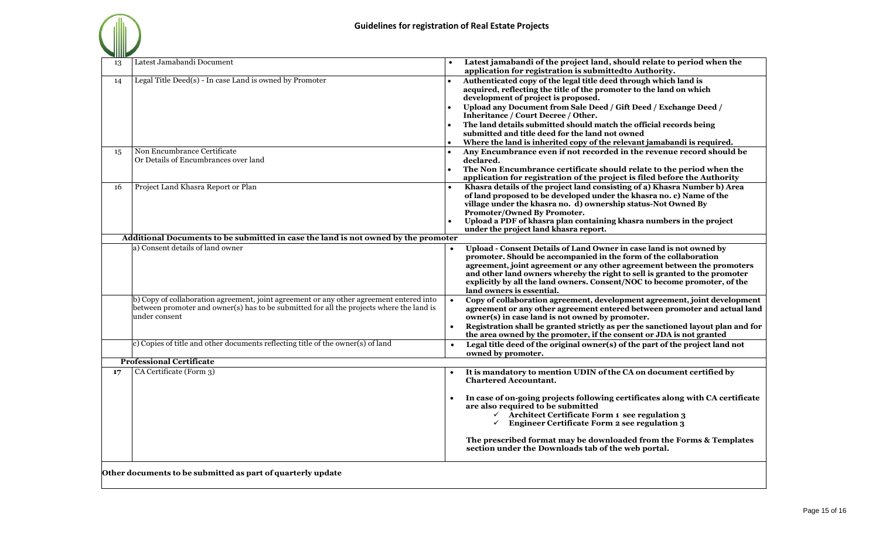| | | |
|---|---|---|
| 13 | Latest Jamabandi Document | • **Latest jamabandi of the project land, should relate to period when the application for registration is submittedto Authority.** |
| 14 | Legal Title Deed(s) - In case Land is owned by Promoter | • **Authenticated copy of the legal title deed through which land is acquired, reflecting the title of the promoter to the land on which development of project is proposed.**<br>• **Upload any Document from Sale Deed / Gift Deed / Exchange Deed / Inheritance / Court Decree / Other.**<br>• **The land details submitted should match the official records being submitted and title deed for the land not owned**<br>• **Where the land is inherited copy of the relevant jamabandi is required.** |
| 15 | Non Encumbrance Certificate<br>Or Details of Encumbrances over land | • **Any Encumbrance even if not recorded in the revenue record should be declared.**<br>• **The Non Encumbrance certificate should relate to the period when the application for registration of the project is filed before the Authority** |
| 16 | Project Land Khasra Report or Plan | • **Khasra details of the project land consisting of a) Khasra Number b) Area of land proposed to be developed under the khasra no. c) Name of the village under the khasra no. d) ownership status-Not Owned By Promoter/Owned By Promoter.**<br>• **Upload a PDF of khasra plan containing khasra numbers in the project under the project land khasra report.** |
| | **Additional Documents to be submitted in case the land is not owned by the promoter** | |
| | a) Consent details of land owner | • **Upload - Consent Details of Land Owner in case land is not owned by promoter. Should be accompanied in the form of the collaboration agreement, joint agreement or any other agreement between the promoters and other land owners whereby the right to sell is granted to the promoter explicitly by all the land owners. Consent/NOC to become promoter, of the land owners is essential.** |
| | b) Copy of collaboration agreement, joint agreement or any other agreement entered into between promoter and owner(s) has to be submitted for all the projects where the land is under consent | • **Copy of collaboration agreement, development agreement, joint development agreement or any other agreement entered between promoter and actual land owner(s) in case land is not owned by promoter.**<br>• **Registration shall be granted strictly as per the sanctioned layout plan and for the area owned by the promoter, if the consent or JDA is not granted** |
| | c) Copies of title and other documents reflecting title of the owner(s) of land | • **Legal title deed of the original owner(s) of the part of the project land not owned by promoter.** |
| | **Professional Certificate** | |
| **17** | CA Certificate (Form 3) | • **It is mandatory to mention UDIN of the CA on document certified by Chartered Accountant.**<br>• **In case of on-going projects following certificates along with CA certificate are also required to be submitted**<br>✓ **Architect Certificate Form 1 see regulation 3**<br>✓ **Engineer Certificate Form 2 see regulation 3**<br>**The prescribed format may be downloaded from the Forms & Templates section under the Downloads tab of the web portal.** |
| | **Other documents to be submitted as part of quarterly update** | |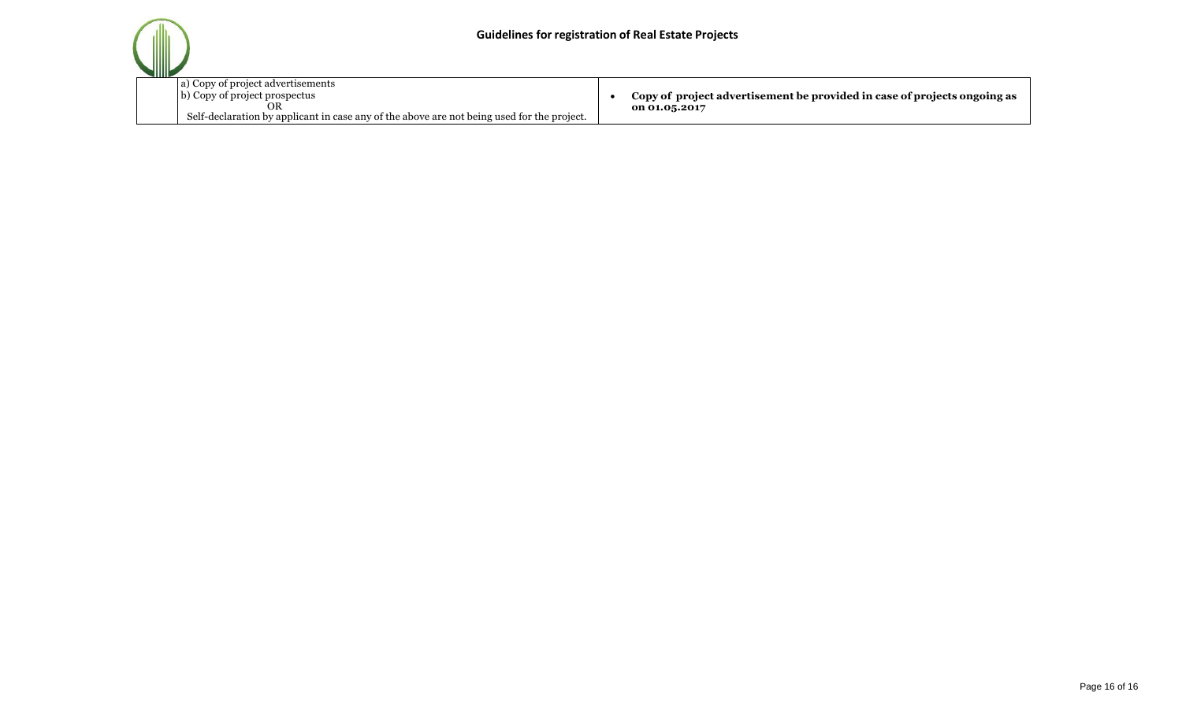| | | |
|---|---|---|
| | a) Copy of project advertisements<br>b) Copy of project prospectus<br>OR<br>Self-declaration by applicant in case any of the above are not being used for the project. | • **Copy of project advertisement be provided in case of projects ongoing as on 01.05.2017** |